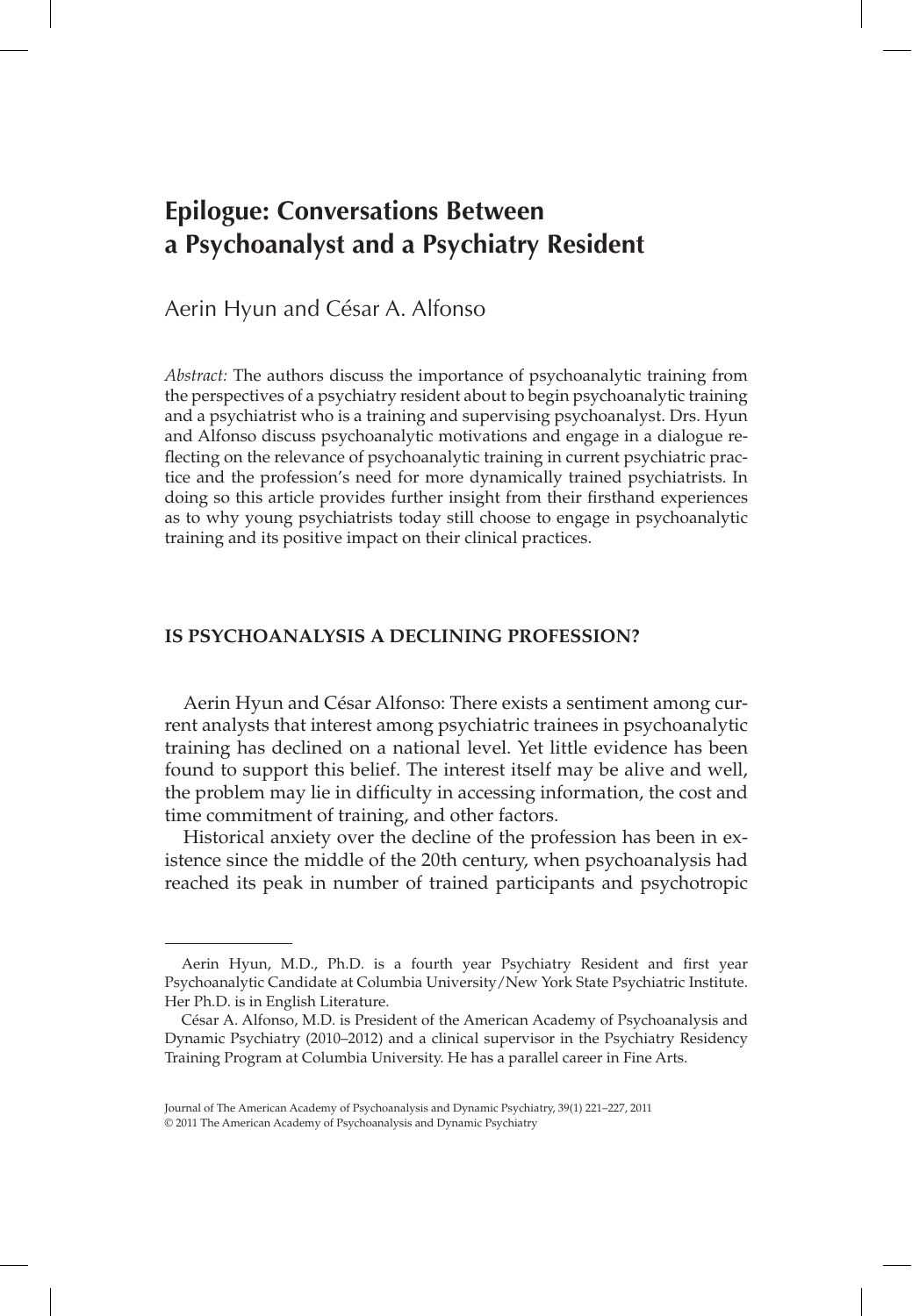# Epilogue: Conversations Between a Psychoanalyst and a Psychiatry Resident

Aerin Hyun and César A. Alfonso

*Abstract:* The authors discuss the importance of psychoanalytic training from the perspectives of a psychiatry resident about to begin psychoanalytic training and a psychiatrist who is a training and supervising psychoanalyst. Drs. Hyun and Alfonso discuss psychoanalytic motivations and engage in a dialogue reflecting on the relevance of psychoanalytic training in current psychiatric practice and the profession's need for more dynamically trained psychiatrists. In doing so this article provides further insight from their firsthand experiences as to why young psychiatrists today still choose to engage in psychoanalytic training and its positive impact on their clinical practices.

## IS PSYCHOANALYSIS A DECLINING PROFESSION?

Aerin Hyun and César Alfonso: There exists a sentiment among current analysts that interest among psychiatric trainees in psychoanalytic training has declined on a national level. Yet little evidence has been found to support this belief. The interest itself may be alive and well, the problem may lie in difficulty in accessing information, the cost and time commitment of training, and other factors.

Historical anxiety over the decline of the profession has been in existence since the middle of the 20th century, when psychoanalysis had reached its peak in number of trained participants and psychotropic

---

Aerin Hyun, M.D., Ph.D. is a fourth year Psychiatry Resident and first year Psychoanalytic Candidate at Columbia University/New York State Psychiatric Institute. Her Ph.D. is in English Literature.

César A. Alfonso, M.D. is President of the American Academy of Psychoanalysis and Dynamic Psychiatry (2010–2012) and a clinical supervisor in the Psychiatry Residency Training Program at Columbia University. He has a parallel career in Fine Arts.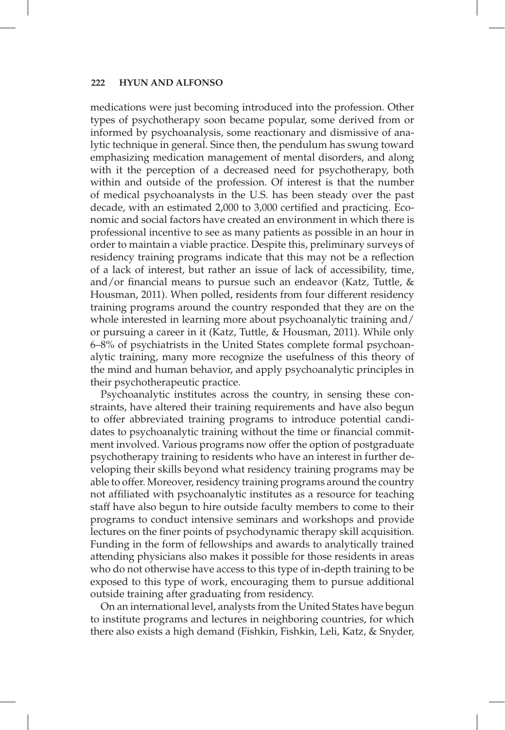medications were just becoming introduced into the profession. Other types of psychotherapy soon became popular, some derived from or informed by psychoanalysis, some reactionary and dismissive of analytic technique in general. Since then, the pendulum has swung toward emphasizing medication management of mental disorders, and along with it the perception of a decreased need for psychotherapy, both within and outside of the profession. Of interest is that the number of medical psychoanalysts in the U.S. has been steady over the past decade, with an estimated 2,000 to 3,000 certified and practicing. Economic and social factors have created an environment in which there is professional incentive to see as many patients as possible in an hour in order to maintain a viable practice. Despite this, preliminary surveys of residency training programs indicate that this may not be a reflection of a lack of interest, but rather an issue of lack of accessibility, time, and/or financial means to pursue such an endeavor (Katz, Tuttle, & Housman, 2011). When polled, residents from four different residency training programs around the country responded that they are on the whole interested in learning more about psychoanalytic training and/or pursuing a career in it (Katz, Tuttle, & Housman, 2011). While only 6–8% of psychiatrists in the United States complete formal psychoanalytic training, many more recognize the usefulness of this theory of the mind and human behavior, and apply psychoanalytic principles in their psychotherapeutic practice.

Psychoanalytic institutes across the country, in sensing these constraints, have altered their training requirements and have also begun to offer abbreviated training programs to introduce potential candidates to psychoanalytic training without the time or financial commitment involved. Various programs now offer the option of postgraduate psychotherapy training to residents who have an interest in further developing their skills beyond what residency training programs may be able to offer. Moreover, residency training programs around the country not affiliated with psychoanalytic institutes as a resource for teaching staff have also begun to hire outside faculty members to come to their programs to conduct intensive seminars and workshops and provide lectures on the finer points of psychodynamic therapy skill acquisition. Funding in the form of fellowships and awards to analytically trained attending physicians also makes it possible for those residents in areas who do not otherwise have access to this type of in-depth training to be exposed to this type of work, encouraging them to pursue additional outside training after graduating from residency.

On an international level, analysts from the United States have begun to institute programs and lectures in neighboring countries, for which there also exists a high demand (Fishkin, Fishkin, Leli, Katz, & Snyder,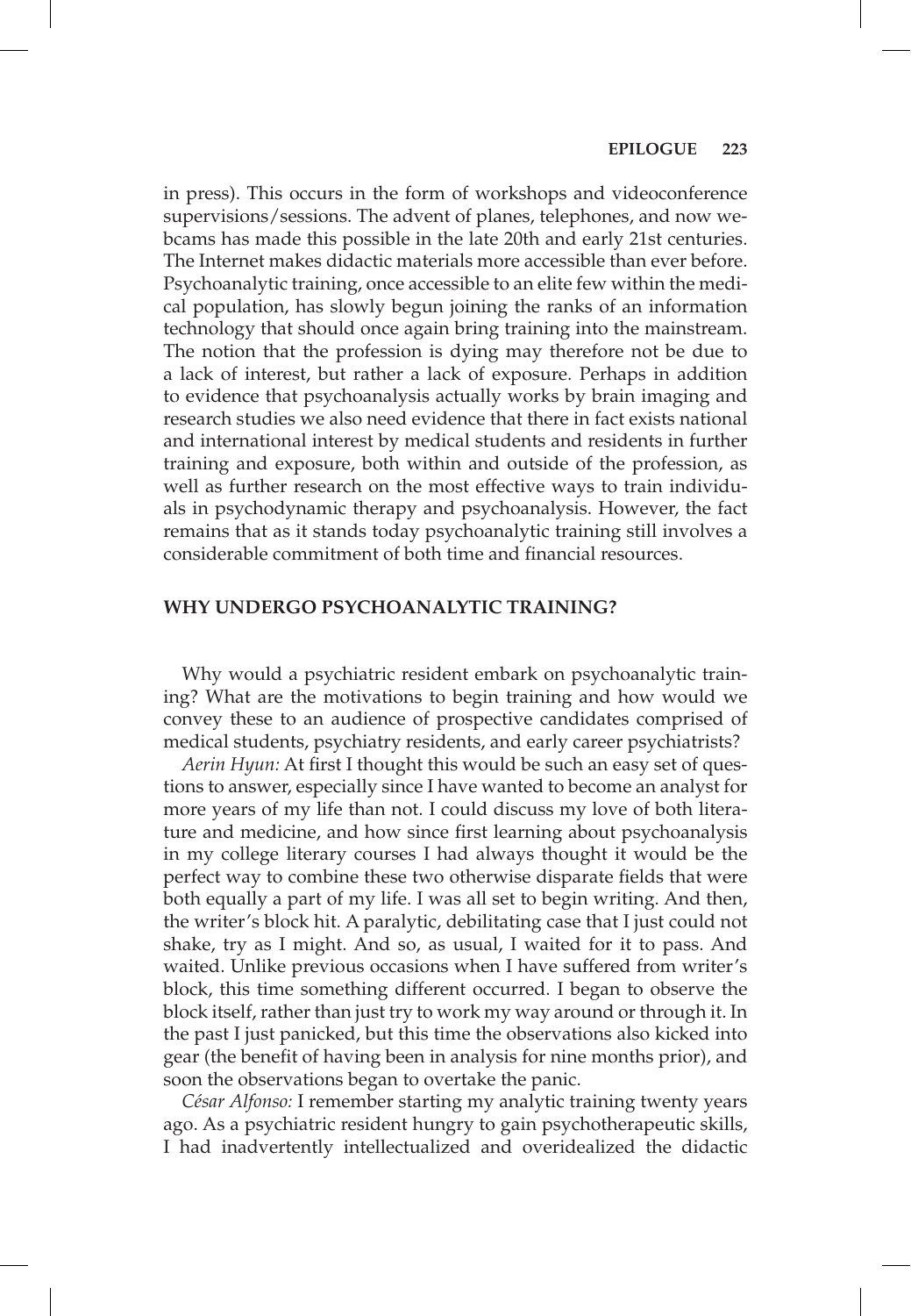in press). This occurs in the form of workshops and videoconference supervisions/sessions. The advent of planes, telephones, and now webcams has made this possible in the late 20th and early 21st centuries. The Internet makes didactic materials more accessible than ever before. Psychoanalytic training, once accessible to an elite few within the medical population, has slowly begun joining the ranks of an information technology that should once again bring training into the mainstream. The notion that the profession is dying may therefore not be due to a lack of interest, but rather a lack of exposure. Perhaps in addition to evidence that psychoanalysis actually works by brain imaging and research studies we also need evidence that there in fact exists national and international interest by medical students and residents in further training and exposure, both within and outside of the profession, as well as further research on the most effective ways to train individuals in psychodynamic therapy and psychoanalysis. However, the fact remains that as it stands today psychoanalytic training still involves a considerable commitment of both time and financial resources.

## WHY UNDERGO PSYCHOANALYTIC TRAINING?

Why would a psychiatric resident embark on psychoanalytic training? What are the motivations to begin training and how would we convey these to an audience of prospective candidates comprised of medical students, psychiatry residents, and early career psychiatrists?

*Aerin Hyun:* At first I thought this would be such an easy set of questions to answer, especially since I have wanted to become an analyst for more years of my life than not. I could discuss my love of both literature and medicine, and how since first learning about psychoanalysis in my college literary courses I had always thought it would be the perfect way to combine these two otherwise disparate fields that were both equally a part of my life. I was all set to begin writing. And then, the writer's block hit. A paralytic, debilitating case that I just could not shake, try as I might. And so, as usual, I waited for it to pass. And waited. Unlike previous occasions when I have suffered from writer's block, this time something different occurred. I began to observe the block itself, rather than just try to work my way around or through it. In the past I just panicked, but this time the observations also kicked into gear (the benefit of having been in analysis for nine months prior), and soon the observations began to overtake the panic.

*César Alfonso:* I remember starting my analytic training twenty years ago. As a psychiatric resident hungry to gain psychotherapeutic skills, I had inadvertently intellectualized and overidealized the didactic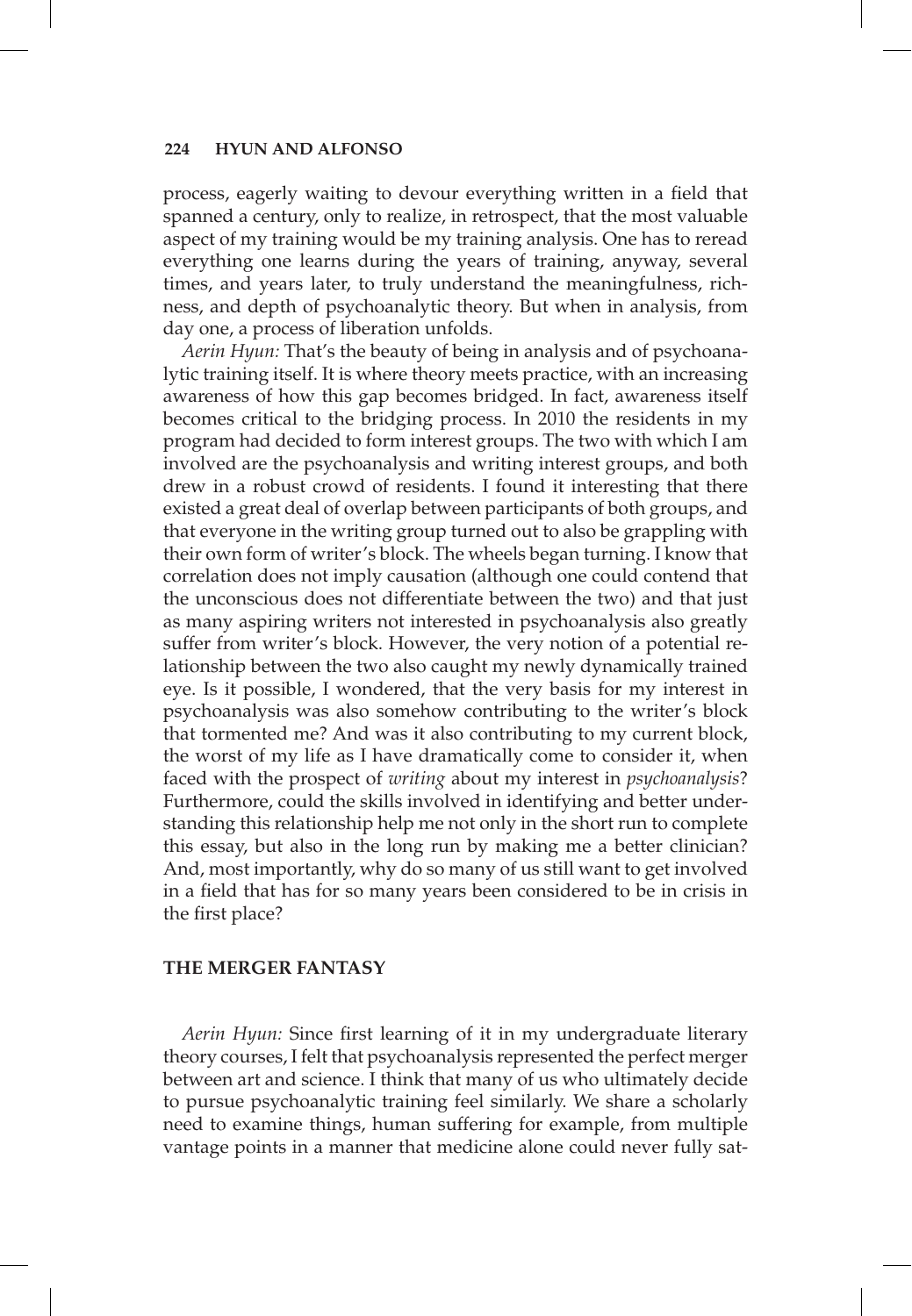process, eagerly waiting to devour everything written in a field that spanned a century, only to realize, in retrospect, that the most valuable aspect of my training would be my training analysis. One has to reread everything one learns during the years of training, anyway, several times, and years later, to truly understand the meaningfulness, richness, and depth of psychoanalytic theory. But when in analysis, from day one, a process of liberation unfolds.

*Aerin Hyun:* That's the beauty of being in analysis and of psychoanalytic training itself. It is where theory meets practice, with an increasing awareness of how this gap becomes bridged. In fact, awareness itself becomes critical to the bridging process. In 2010 the residents in my program had decided to form interest groups. The two with which I am involved are the psychoanalysis and writing interest groups, and both drew in a robust crowd of residents. I found it interesting that there existed a great deal of overlap between participants of both groups, and that everyone in the writing group turned out to also be grappling with their own form of writer's block. The wheels began turning. I know that correlation does not imply causation (although one could contend that the unconscious does not differentiate between the two) and that just as many aspiring writers not interested in psychoanalysis also greatly suffer from writer's block. However, the very notion of a potential relationship between the two also caught my newly dynamically trained eye. Is it possible, I wondered, that the very basis for my interest in psychoanalysis was also somehow contributing to the writer's block that tormented me? And was it also contributing to my current block, the worst of my life as I have dramatically come to consider it, when faced with the prospect of *writing* about my interest in *psychoanalysis*? Furthermore, could the skills involved in identifying and better understanding this relationship help me not only in the short run to complete this essay, but also in the long run by making me a better clinician? And, most importantly, why do so many of us still want to get involved in a field that has for so many years been considered to be in crisis in the first place?

## THE MERGER FANTASY

*Aerin Hyun:* Since first learning of it in my undergraduate literary theory courses, I felt that psychoanalysis represented the perfect merger between art and science. I think that many of us who ultimately decide to pursue psychoanalytic training feel similarly. We share a scholarly need to examine things, human suffering for example, from multiple vantage points in a manner that medicine alone could never fully sat-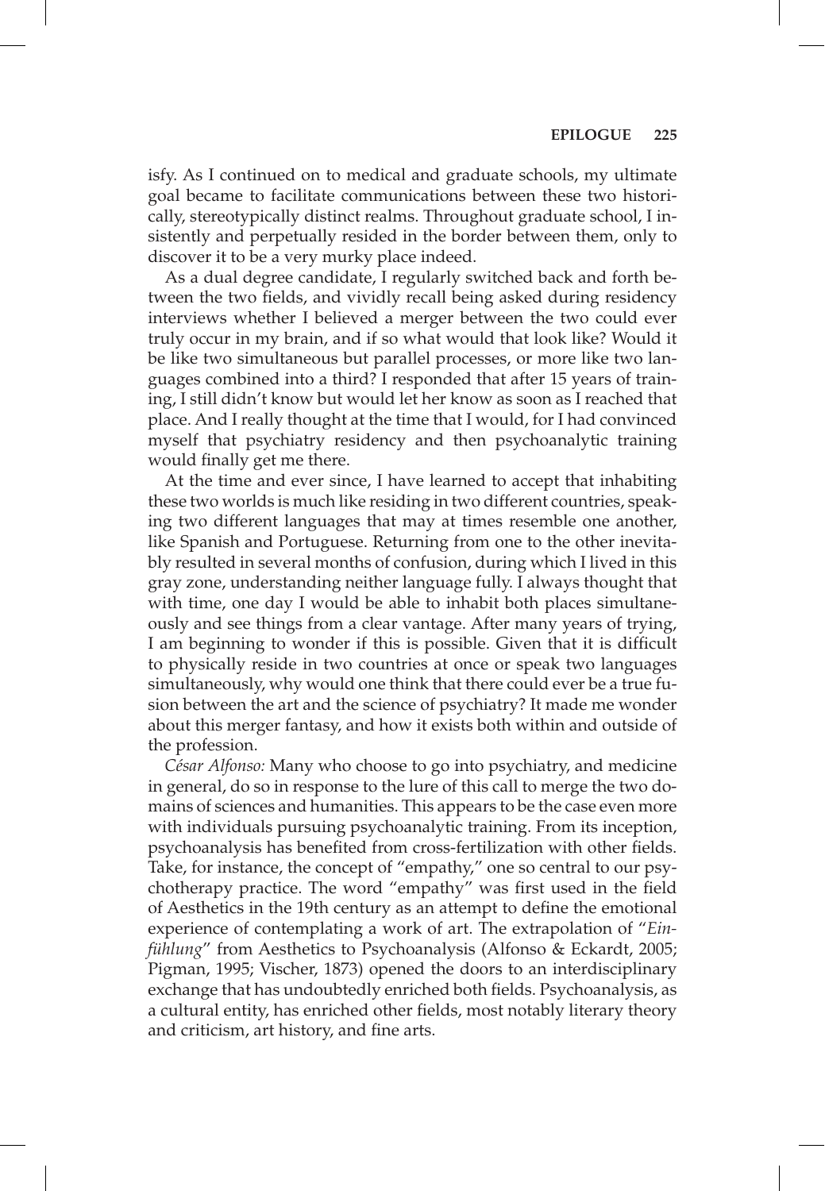isfy. As I continued on to medical and graduate schools, my ultimate goal became to facilitate communications between these two historically, stereotypically distinct realms. Throughout graduate school, I insistently and perpetually resided in the border between them, only to discover it to be a very murky place indeed.

As a dual degree candidate, I regularly switched back and forth between the two fields, and vividly recall being asked during residency interviews whether I believed a merger between the two could ever truly occur in my brain, and if so what would that look like? Would it be like two simultaneous but parallel processes, or more like two languages combined into a third? I responded that after 15 years of training, I still didn't know but would let her know as soon as I reached that place. And I really thought at the time that I would, for I had convinced myself that psychiatry residency and then psychoanalytic training would finally get me there.

At the time and ever since, I have learned to accept that inhabiting these two worlds is much like residing in two different countries, speaking two different languages that may at times resemble one another, like Spanish and Portuguese. Returning from one to the other inevitably resulted in several months of confusion, during which I lived in this gray zone, understanding neither language fully. I always thought that with time, one day I would be able to inhabit both places simultaneously and see things from a clear vantage. After many years of trying, I am beginning to wonder if this is possible. Given that it is difficult to physically reside in two countries at once or speak two languages simultaneously, why would one think that there could ever be a true fusion between the art and the science of psychiatry? It made me wonder about this merger fantasy, and how it exists both within and outside of the profession.

*César Alfonso:* Many who choose to go into psychiatry, and medicine in general, do so in response to the lure of this call to merge the two domains of sciences and humanities. This appears to be the case even more with individuals pursuing psychoanalytic training. From its inception, psychoanalysis has benefited from cross-fertilization with other fields. Take, for instance, the concept of "empathy," one so central to our psychotherapy practice. The word "empathy" was first used in the field of Aesthetics in the 19th century as an attempt to define the emotional experience of contemplating a work of art. The extrapolation of "*Einfühlung*" from Aesthetics to Psychoanalysis (Alfonso & Eckardt, 2005; Pigman, 1995; Vischer, 1873) opened the doors to an interdisciplinary exchange that has undoubtedly enriched both fields. Psychoanalysis, as a cultural entity, has enriched other fields, most notably literary theory and criticism, art history, and fine arts.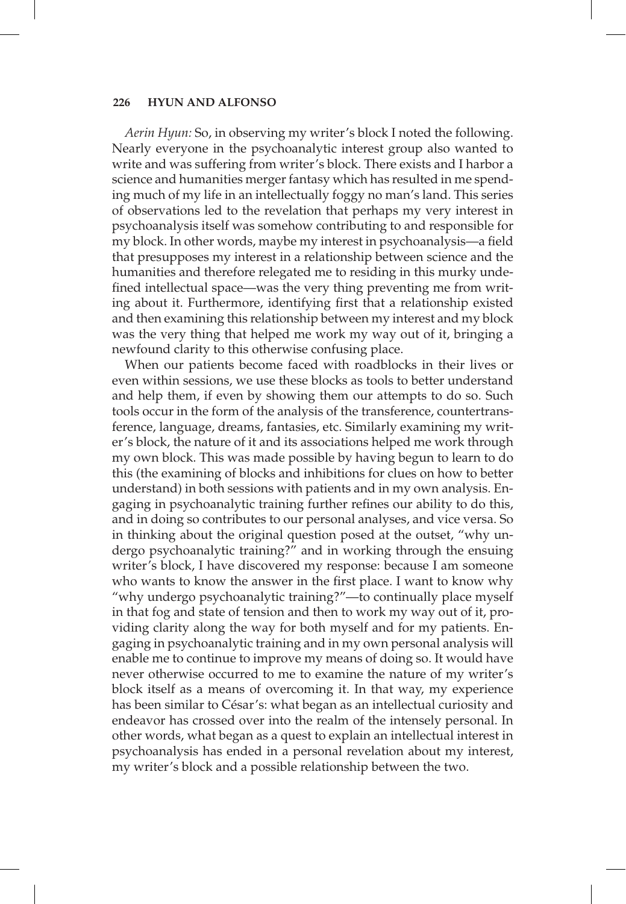*Aerin Hyun:* So, in observing my writer's block I noted the following. Nearly everyone in the psychoanalytic interest group also wanted to write and was suffering from writer's block. There exists and I harbor a science and humanities merger fantasy which has resulted in me spending much of my life in an intellectually foggy no man's land. This series of observations led to the revelation that perhaps my very interest in psychoanalysis itself was somehow contributing to and responsible for my block. In other words, maybe my interest in psychoanalysis—a field that presupposes my interest in a relationship between science and the humanities and therefore relegated me to residing in this murky undefined intellectual space—was the very thing preventing me from writing about it. Furthermore, identifying first that a relationship existed and then examining this relationship between my interest and my block was the very thing that helped me work my way out of it, bringing a newfound clarity to this otherwise confusing place.

When our patients become faced with roadblocks in their lives or even within sessions, we use these blocks as tools to better understand and help them, if even by showing them our attempts to do so. Such tools occur in the form of the analysis of the transference, countertransference, language, dreams, fantasies, etc. Similarly examining my writer's block, the nature of it and its associations helped me work through my own block. This was made possible by having begun to learn to do this (the examining of blocks and inhibitions for clues on how to better understand) in both sessions with patients and in my own analysis. Engaging in psychoanalytic training further refines our ability to do this, and in doing so contributes to our personal analyses, and vice versa. So in thinking about the original question posed at the outset, "why undergo psychoanalytic training?" and in working through the ensuing writer's block, I have discovered my response: because I am someone who wants to know the answer in the first place. I want to know why "why undergo psychoanalytic training?"—to continually place myself in that fog and state of tension and then to work my way out of it, providing clarity along the way for both myself and for my patients. Engaging in psychoanalytic training and in my own personal analysis will enable me to continue to improve my means of doing so. It would have never otherwise occurred to me to examine the nature of my writer's block itself as a means of overcoming it. In that way, my experience has been similar to César's: what began as an intellectual curiosity and endeavor has crossed over into the realm of the intensely personal. In other words, what began as a quest to explain an intellectual interest in psychoanalysis has ended in a personal revelation about my interest, my writer's block and a possible relationship between the two.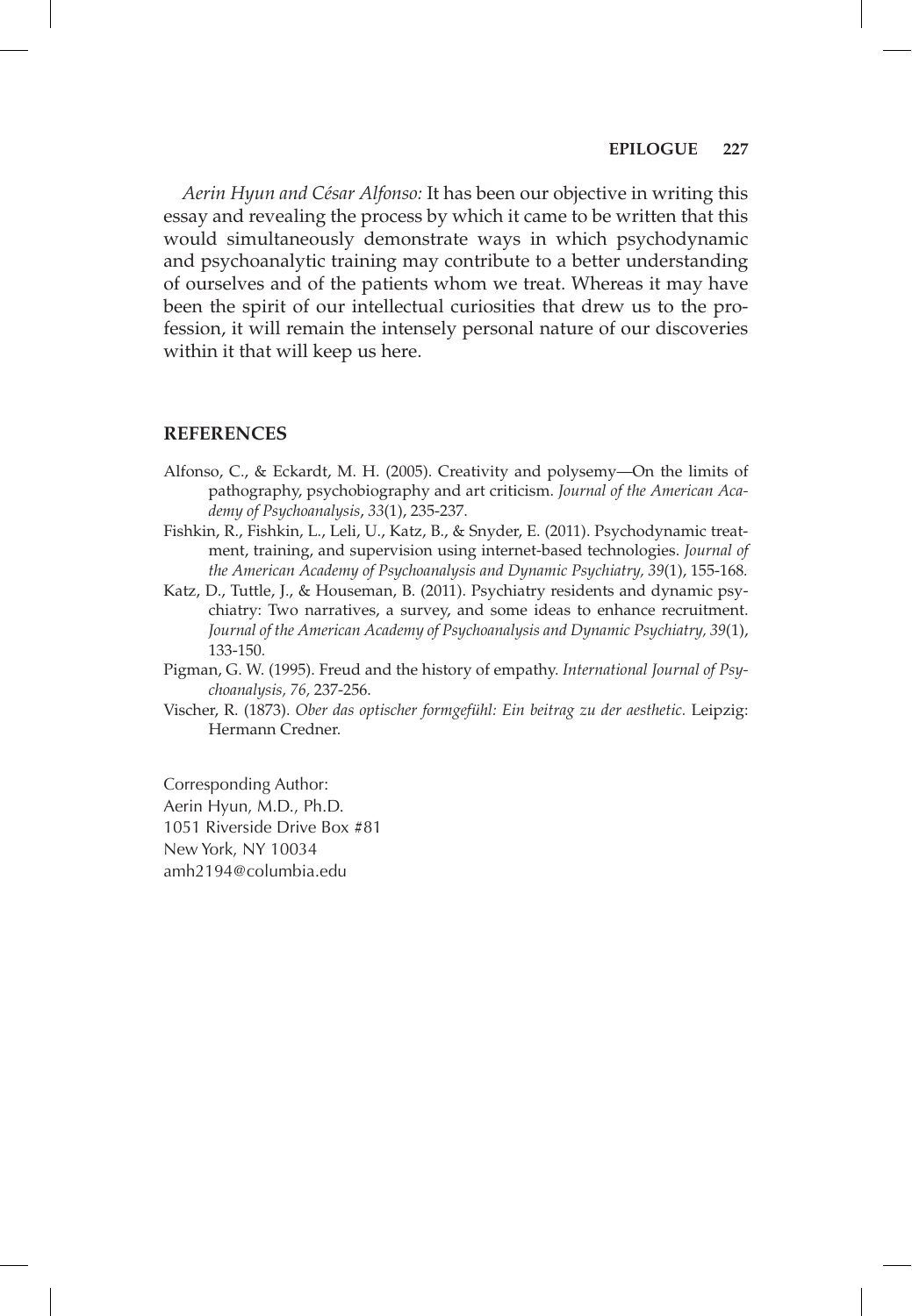*Aerin Hyun and César Alfonso:* It has been our objective in writing this essay and revealing the process by which it came to be written that this would simultaneously demonstrate ways in which psychodynamic and psychoanalytic training may contribute to a better understanding of ourselves and of the patients whom we treat. Whereas it may have been the spirit of our intellectual curiosities that drew us to the profession, it will remain the intensely personal nature of our discoveries within it that will keep us here.

## REFERENCES

Alfonso, C., & Eckardt, M. H. (2005). Creativity and polysemy—On the limits of pathography, psychobiography and art criticism. *Journal of the American Academy of Psychoanalysis*, *33*(1), 235-237.

Fishkin, R., Fishkin, L., Leli, U., Katz, B., & Snyder, E. (2011). Psychodynamic treatment, training, and supervision using internet-based technologies. *Journal of the American Academy of Psychoanalysis and Dynamic Psychiatry, 39*(1), 155-168.

Katz, D., Tuttle, J., & Houseman, B. (2011). Psychiatry residents and dynamic psychiatry: Two narratives, a survey, and some ideas to enhance recruitment. *Journal of the American Academy of Psychoanalysis and Dynamic Psychiatry, 39*(1), 133-150.

Pigman, G. W. (1995). Freud and the history of empathy. *International Journal of Psychoanalysis, 76,* 237-256.

Vischer, R. (1873). *Ober das optischer formgefühl: Ein beitrag zu der aesthetic.* Leipzig: Hermann Credner.

Corresponding Author:
Aerin Hyun, M.D., Ph.D.
1051 Riverside Drive Box #81
New York, NY 10034
amh2194@columbia.edu